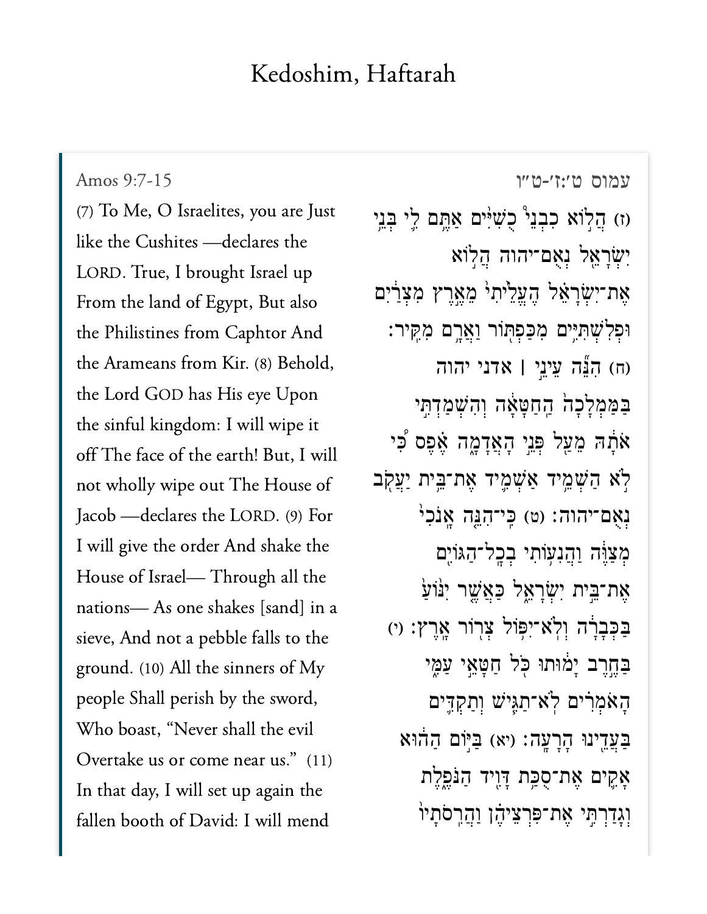# Kedoshim, Haftarah

Amos 9:7-15

(7) To Me, O Israelites, you are Just like the Cushites —declares the LORD. True, I brought Israel up From the land of Egypt, But also the Philistines from Caphtor And the Arameans from Kir. (8) Behold, the Lord GOD has His eye Upon the sinful kingdom: I will wipe it off The face of the earth! But, I will not wholly wipe out The House of Jacob —declares the LORD. (9) For I will give the order And shake the House of Israel— Through all the nations— As one shakes [sand] in a sieve, And not a pebble falls to the ground. (10) All the sinners of My people Shall perish by the sword, Who boast, "Never shall the evil Overtake us or come near us." (11) In that day, I will set up again the fallen booth of David: I will mend

עמוס ט׳:ז׳-ט״ו

(ז) הֲל֣וֹא כִבְנֵי֩ כֻשִׁיִּ֨ים אַתֶּ֥ם לִ֛י בְּנֵ֥י יִשְׂרָאֵ֖ל נְאֻם־יהוה הֲל֣וֹא אֶת־יִשְׂרָאֵ֗ל הֶעֱלֵ֙יתִי֙ מֵאֶ֣רֶץ מִצְרַ֔יִם וּפְלִשְׁתִּיִּ֥ים מִכַּפְתּ֖וֹר וַאֲרָ֥ם מִקִּֽיר׃ (ח) הִנֵּ֞ה עֵינֵ֣י ׀ אדני יהוה בַּמַּמְלָכָה֮ הַחַטָּאָה֒ וְהִשְׁמַדְתִּ֣י אֹתָ֔הּ מֵעַ֖ל פְּנֵ֣י הָאֲדָמָ֑ה אֶ֗פֶס כִּ֠י לֹ֣א הַשְׁמֵ֥יד אַשְׁמִ֛יד אֶת־בֵּ֥ית יַעֲקֹ֖ב נְאֻם־יהוה׃ (ט) כִּֽי־הִנֵּ֤ה אָנֹכִי֙ מְצַוֶּ֔ה וַהֲנִע֥וֹתִי בְכָל־הַגּוֹיִ֖ם אֶת־בֵּ֣ית יִשְׂרָאֵ֑ל כַּאֲשֶׁ֤ר יִנּ֙וֹעַ֙ בַּכְּבָרָ֔ה וְלֹֽא־יִפּ֥וֹל צְר֖וֹר אָֽרֶץ׃ (י) בַּחֶ֣רֶב יָמ֔וּתוּ כֹּ֖ל חַטָּאֵ֣י עַמִּ֑י הָאֹמְרִ֕ים לֹא־תַגִּ֧ישׁ וְתַקְדִּ֛ים בַּעֲדֵ֖ינוּ הָרָעָֽה׃ (יא) בַּיּ֣וֹם הַה֔וּא אָקִ֛ים אֶת־סֻכַּ֥ת דָּוִ֖יד הַנֹּפֶ֑לֶת וְגָדַרְתִּ֣י אֶת־פִּרְצֵיהֶ֗ן וַהֲרִֽסֹתָיו֙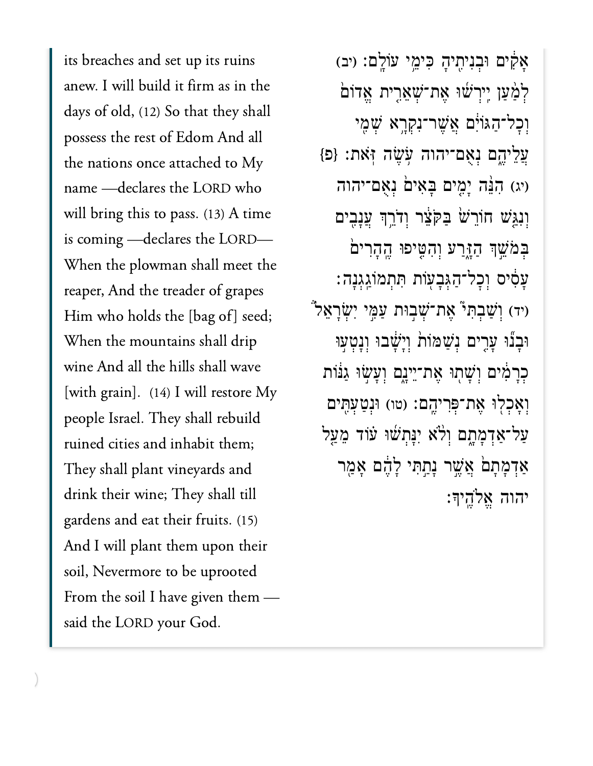its breaches and set up its ruins anew. I will build it firm as in the days of old, (12) So that they shall possess the rest of Edom And all the nations once attached to My name —declares the LORD who will bring this to pass. (13) A time is coming —declares the LORD— When the plowman shall meet the reaper, And the treader of grapes Him who holds the [bag of] seed; When the mountains shall drip wine And all the hills shall wave [with grain]. (14) I will restore My people Israel. They shall rebuild ruined cities and inhabit them; They shall plant vineyards and drink their wine; They shall till gardens and eat their fruits. (15) And I will plant them upon their soil, Nevermore to be uprooted From the soil I have given them — said the LORD your God.

אָקִ֔ים וּבְנִיתִ֖יהָ כִּימֵ֥י עוֹלָֽם׃ (יב) לְמַ֨עַן יִֽירְשׁ֜וּ אֶת־שְׁאֵרִ֤ית אֱדוֹם֙ וְכָל־הַגּוֹיִ֔ם אֲשֶׁר־נִקְרָ֥א שְׁמִ֖י עֲלֵיהֶ֑ם נְאֻם־יהוה עֹ֥שֶׂה זֹּֽאת׃ {פ} (יג) הִנֵּ֨ה יָמִ֤ים בָּאִים֙ נְאֻם־יהוה וְנִגַּ֤שׁ חוֹרֵשׁ֙ בַּקֹּצֵ֔ר וְדֹרֵ֥ךְ עֲנָבִ֖ים בְּמֹשֵׁ֣ךְ הַזָּ֑רַע וְהִטִּ֤יפוּ הֶֽהָרִים֙ עָסִ֔יס וְכָל־הַגְּבָע֖וֹת תִּתְמוֹגַֽגְנָה׃ (יד) וְשַׁבְתִּי֮ אֶת־שְׁב֣וּת עַמִּ֣י יִשְׂרָאֵל֒ וּבָנ֞וּ עָרִ֤ים נְשַׁמּוֹת֙ וְיָשָׁ֔בוּ וְנָטְע֣וּ כְרָמִ֔ים וְשָׁת֖וּ אֶת־יֵינָ֑ם וְעָשׂ֣וּ גַנּ֔וֹת וְאָכְל֖וּ אֶת־פְּרִיהֶֽם׃ (טו) וּנְטַעְתִּ֖ים עַל־אַדְמָתָ֑ם וְלֹ֨א יִנָּתְשׁ֜וּ ע֗וֹד מֵעַ֤ל אַדְמָתָם֙ אֲשֶׁ֣ר נָתַ֣תִּי לָהֶ֔ם אָמַ֖ר יהוה אֱלֹהֶֽיךָ׃